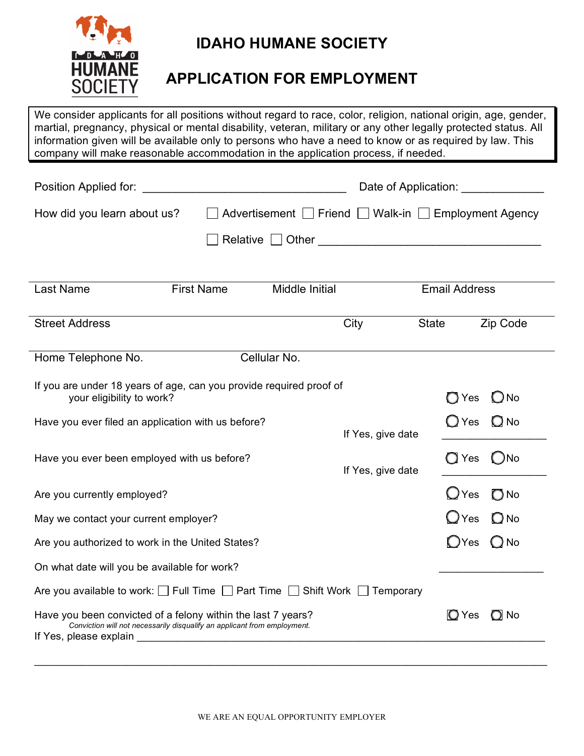# IDAHO HUMANE SOCIETY

## APPLICATION FOR EMPLOYMENT

We consider applicants for all positions without regard to race, color, religion, national origin, age, gender, martial, pregnancy, physical or mental disability, veteran, military or any other legally protected status. All information given will be available only to persons who have a need to know or as required by law. This company will make reasonable accommodation in the application process, if needed.

Position Applied for: ________________________________ Date of Application: ____________

How did you learn about us? ☐ Advertisement ☐ Friend ☐ Walk-in ☐ Employment Agency ☐ Relative ☐ Other ________________________________

| Last Name | First Name | Middle Initial | Email Address |
|---|---|---|---|
| | | | |

| Street Address | City | State | Zip Code |
|---|---|---|---|
| | | | |

| Home Telephone No. | Cellular No. |
|---|---|
| | |

If you are under 18 years of age, can you provide required proof of your eligibility to work? ◯ Yes ◯ No

Have you ever filed an application with us before? ◯ Yes ◯ No
If Yes, give date ______________

Have you ever been employed with us before? ◯ Yes ◯ No
If Yes, give date ______________

Are you currently employed? ◯ Yes ◯ No

May we contact your current employer? ◯ Yes ◯ No

Are you authorized to work in the United States? ◯ Yes ◯ No

On what date will you be available for work? ________________

Are you available to work: ☐ Full Time ☐ Part Time ☐ Shift Work ☐ Temporary

Have you been convicted of a felony within the last 7 years? ◯ Yes ◯ No
*Conviction will not necessarily disqualify an applicant from employment.*
If Yes, please explain ________________________________________________________________

________________________________________________________________________________

WE ARE AN EQUAL OPPORTUNITY EMPLOYER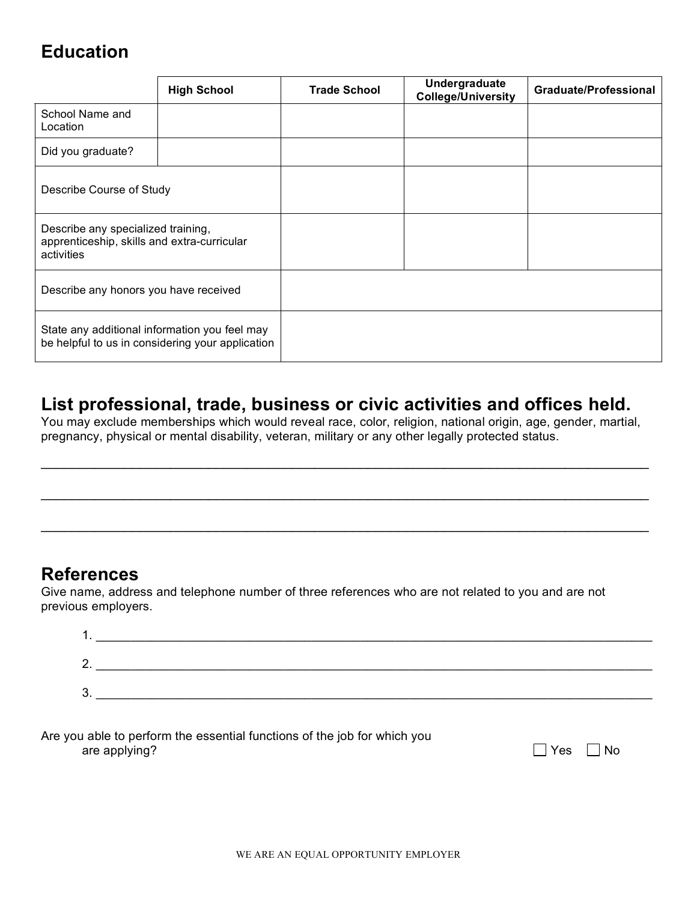## Education

| | High School | Trade School | Undergraduate College/University | Graduate/Professional |
|---|---|---|---|---|
| School Name and Location | | | | |
| Did you graduate? | | | | |
| Describe Course of Study | | | | |
| Describe any specialized training, apprenticeship, skills and extra-curricular activities | | | | |
| Describe any honors you have received | | | | |
| State any additional information you feel may be helpful to us in considering your application | | | | |

## List professional, trade, business or civic activities and offices held.

You may exclude memberships which would reveal race, color, religion, national origin, age, gender, martial, pregnancy, physical or mental disability, veteran, military or any other legally protected status.

_______________________________________________________________________________

_______________________________________________________________________________

_______________________________________________________________________________

## References

Give name, address and telephone number of three references who are not related to you and are not previous employers.

1. _______________________________________________________________________________
2. _______________________________________________________________________________
3. _______________________________________________________________________________

Are you able to perform the essential functions of the job for which you are applying? ☐ Yes ☐ No

WE ARE AN EQUAL OPPORTUNITY EMPLOYER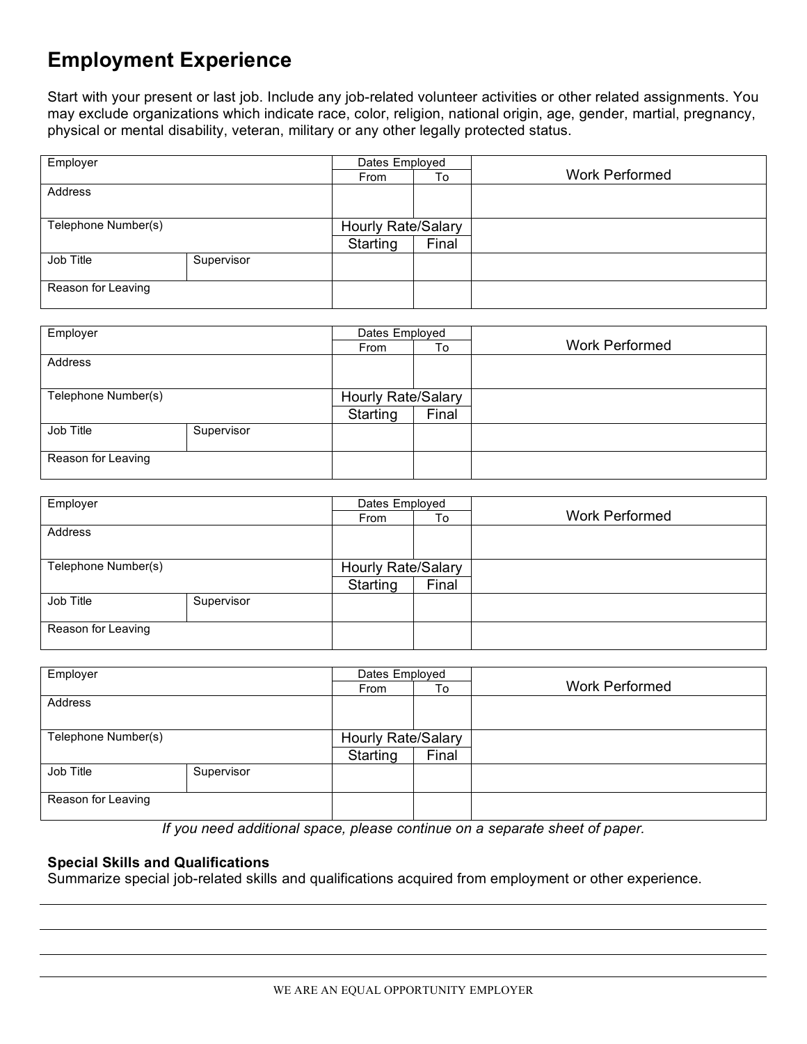## Employment Experience

Start with your present or last job. Include any job-related volunteer activities or other related assignments. You may exclude organizations which indicate race, color, religion, national origin, age, gender, martial, pregnancy, physical or mental disability, veteran, military or any other legally protected status.

| Employer | | Dates Employed | | Work Performed |
|---|---|---|---|---|
| | | From | To | |
| Address | | | | |
| Telephone Number(s) | | Hourly Rate/Salary | | |
| | | Starting | Final | |
| Job Title | Supervisor | | | |
| Reason for Leaving | | | | |

| Employer | | Dates Employed | | Work Performed |
|---|---|---|---|---|
| | | From | To | |
| Address | | | | |
| Telephone Number(s) | | Hourly Rate/Salary | | |
| | | Starting | Final | |
| Job Title | Supervisor | | | |
| Reason for Leaving | | | | |

| Employer | | Dates Employed | | Work Performed |
|---|---|---|---|---|
| | | From | To | |
| Address | | | | |
| Telephone Number(s) | | Hourly Rate/Salary | | |
| | | Starting | Final | |
| Job Title | Supervisor | | | |
| Reason for Leaving | | | | |

| Employer | | Dates Employed | | Work Performed |
|---|---|---|---|---|
| | | From | To | |
| Address | | | | |
| Telephone Number(s) | | Hourly Rate/Salary | | |
| | | Starting | Final | |
| Job Title | Supervisor | | | |
| Reason for Leaving | | | | |

*If you need additional space, please continue on a separate sheet of paper.*

**Special Skills and Qualifications**

Summarize special job-related skills and qualifications acquired from employment or other experience.

WE ARE AN EQUAL OPPORTUNITY EMPLOYER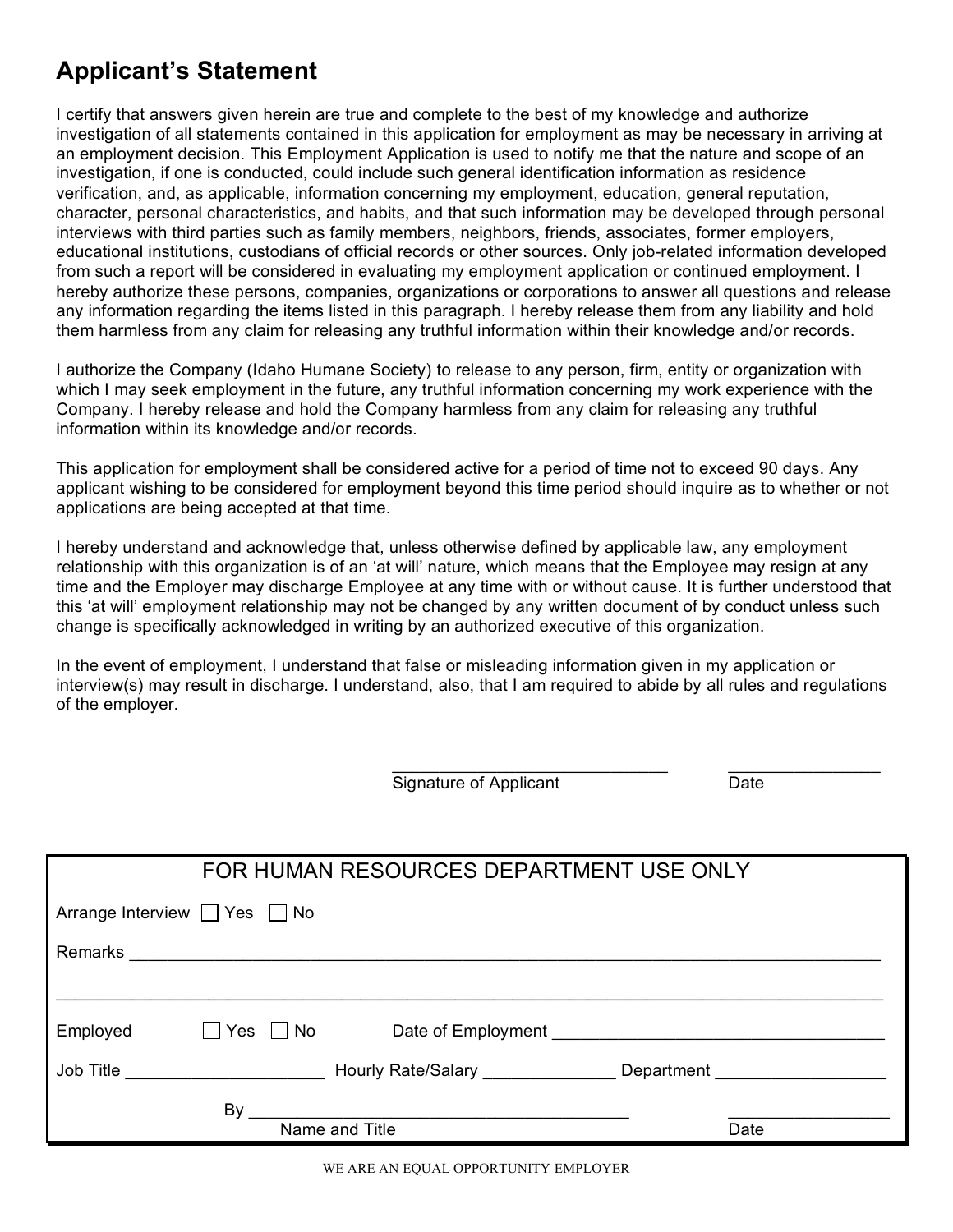## Applicant's Statement

I certify that answers given herein are true and complete to the best of my knowledge and authorize investigation of all statements contained in this application for employment as may be necessary in arriving at an employment decision. This Employment Application is used to notify me that the nature and scope of an investigation, if one is conducted, could include such general identification information as residence verification, and, as applicable, information concerning my employment, education, general reputation, character, personal characteristics, and habits, and that such information may be developed through personal interviews with third parties such as family members, neighbors, friends, associates, former employers, educational institutions, custodians of official records or other sources. Only job-related information developed from such a report will be considered in evaluating my employment application or continued employment. I hereby authorize these persons, companies, organizations or corporations to answer all questions and release any information regarding the items listed in this paragraph. I hereby release them from any liability and hold them harmless from any claim for releasing any truthful information within their knowledge and/or records.

I authorize the Company (Idaho Humane Society) to release to any person, firm, entity or organization with which I may seek employment in the future, any truthful information concerning my work experience with the Company. I hereby release and hold the Company harmless from any claim for releasing any truthful information within its knowledge and/or records.

This application for employment shall be considered active for a period of time not to exceed 90 days. Any applicant wishing to be considered for employment beyond this time period should inquire as to whether or not applications are being accepted at that time.

I hereby understand and acknowledge that, unless otherwise defined by applicable law, any employment relationship with this organization is of an 'at will' nature, which means that the Employee may resign at any time and the Employer may discharge Employee at any time with or without cause. It is further understood that this 'at will' employment relationship may not be changed by any written document of by conduct unless such change is specifically acknowledged in writing by an authorized executive of this organization.

In the event of employment, I understand that false or misleading information given in my application or interview(s) may result in discharge. I understand, also, that I am required to abide by all rules and regulations of the employer.

_______________________________ Signature of Applicant

_________________ Date

---

**FOR HUMAN RESOURCES DEPARTMENT USE ONLY**

Arrange Interview ☐ Yes ☐ No

Remarks ____________________________________________________________________________

__________________________________________________________________________________

Employed ☐ Yes ☐ No Date of Employment ___________________________________

Job Title _____________________ Hourly Rate/Salary ______________ Department __________________

By _________________________________________ Name and Title

_________________ Date

---

WE ARE AN EQUAL OPPORTUNITY EMPLOYER